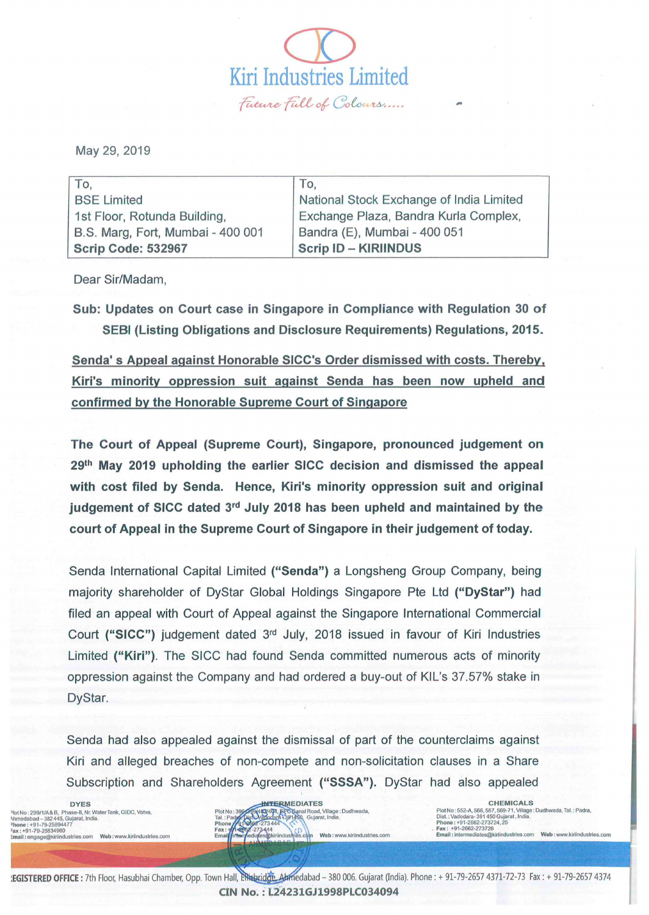# Kiri Industries Limited

*Future Full of Colours.....*

May 29, 2019

| To, | To, |
|---|---|
| BSE Limited | National Stock Exchange of India Limited |
| 1st Floor, Rotunda Building, | Exchange Plaza, Bandra Kurla Complex, |
| B.S. Marg, Fort, Mumbai - 400 001 | Bandra (E), Mumbai - 400 051 |
| **Scrip Code: 532967** | **Scrip ID – KIRIINDUS** |

Dear Sir/Madam,

**Sub: Updates on Court case in Singapore in Compliance with Regulation 30 of SEBI (Listing Obligations and Disclosure Requirements) Regulations, 2015.**

**Senda' s Appeal against Honorable SICC's Order dismissed with costs. Thereby, Kiri's minority oppression suit against Senda has been now upheld and confirmed by the Honorable Supreme Court of Singapore**

**The Court of Appeal (Supreme Court), Singapore, pronounced judgement on 29th May 2019 upholding the earlier SICC decision and dismissed the appeal with cost filed by Senda. Hence, Kiri's minority oppression suit and original judgement of SICC dated 3rd July 2018 has been upheld and maintained by the court of Appeal in the Supreme Court of Singapore in their judgement of today.**

Senda International Capital Limited **("Senda")** a Longsheng Group Company, being majority shareholder of DyStar Global Holdings Singapore Pte Ltd **("DyStar")** had filed an appeal with Court of Appeal against the Singapore International Commercial Court **("SICC")** judgement dated 3rd July, 2018 issued in favour of Kiri Industries Limited **("Kiri")**. The SICC had found Senda committed numerous acts of minority oppression against the Company and had ordered a buy-out of KIL's 37.57% stake in DyStar.

Senda had also appealed against the dismissal of part of the counterclaims against Kiri and alleged breaches of non-compete and non-solicitation clauses in a Share Subscription and Shareholders Agreement **("SSSA")**. DyStar had also appealed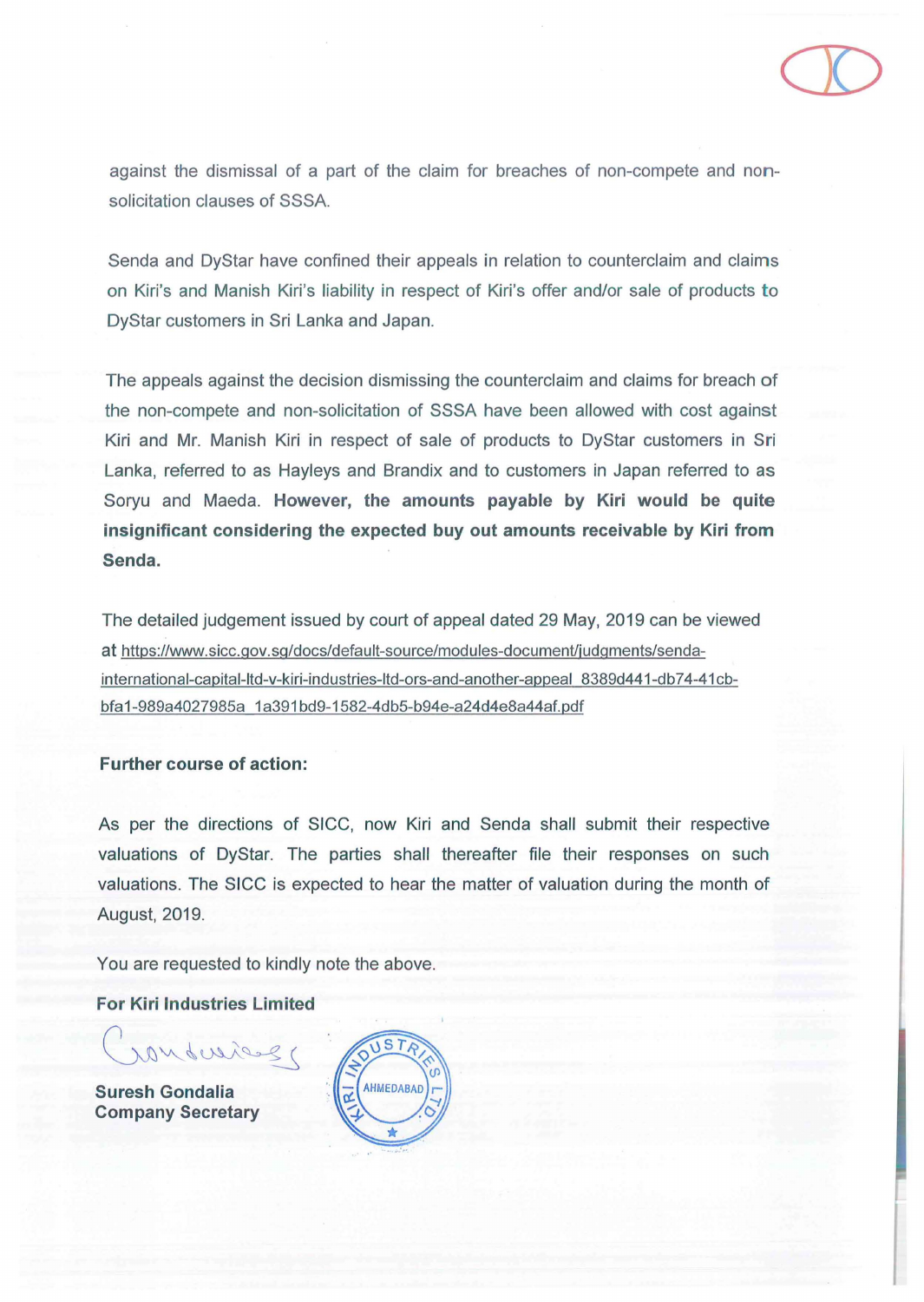against the dismissal of a part of the claim for breaches of non-compete and non-solicitation clauses of SSSA.

Senda and DyStar have confined their appeals in relation to counterclaim and claims on Kiri's and Manish Kiri's liability in respect of Kiri's offer and/or sale of products to DyStar customers in Sri Lanka and Japan.

The appeals against the decision dismissing the counterclaim and claims for breach of the non-compete and non-solicitation of SSSA have been allowed with cost against Kiri and Mr. Manish Kiri in respect of sale of products to DyStar customers in Sri Lanka, referred to as Hayleys and Brandix and to customers in Japan referred to as Soryu and Maeda. **However, the amounts payable by Kiri would be quite insignificant considering the expected buy out amounts receivable by Kiri from Senda.**

The detailed judgement issued by court of appeal dated 29 May, 2019 can be viewed at https://www.sicc.gov.sg/docs/default-source/modules-document/judgments/senda-international-capital-ltd-v-kiri-industries-ltd-ors-and-another-appeal_8389d441-db74-41cb-bfa1-989a4027985a_1a391bd9-1582-4db5-b94e-a24d4e8a44af.pdf

**Further course of action:**

As per the directions of SICC, now Kiri and Senda shall submit their respective valuations of DyStar. The parties shall thereafter file their responses on such valuations. The SICC is expected to hear the matter of valuation during the month of August, 2019.

You are requested to kindly note the above.

**For Kiri Industries Limited**

**Suresh Gondalia**
**Company Secretary**